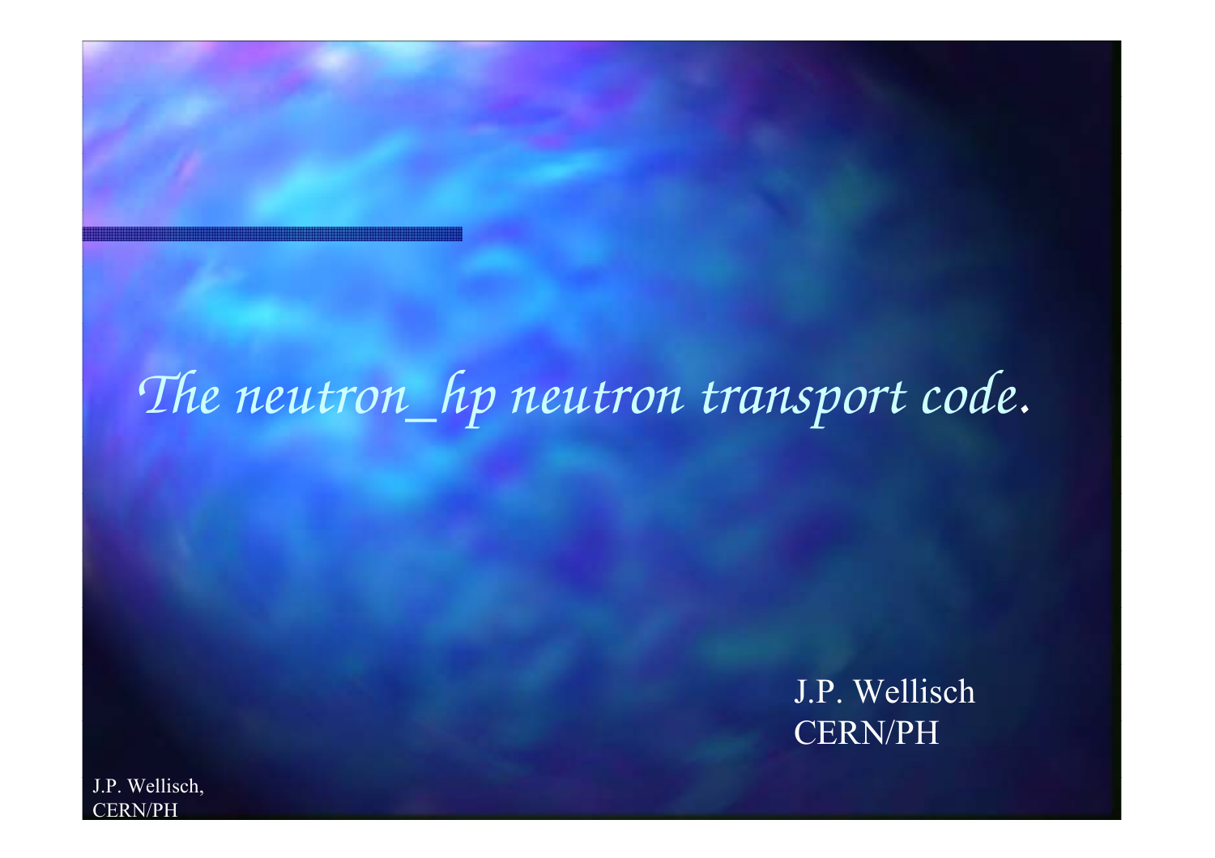# The neutron_hp neutron transport code.

J.P. Wellisch
CERN/PH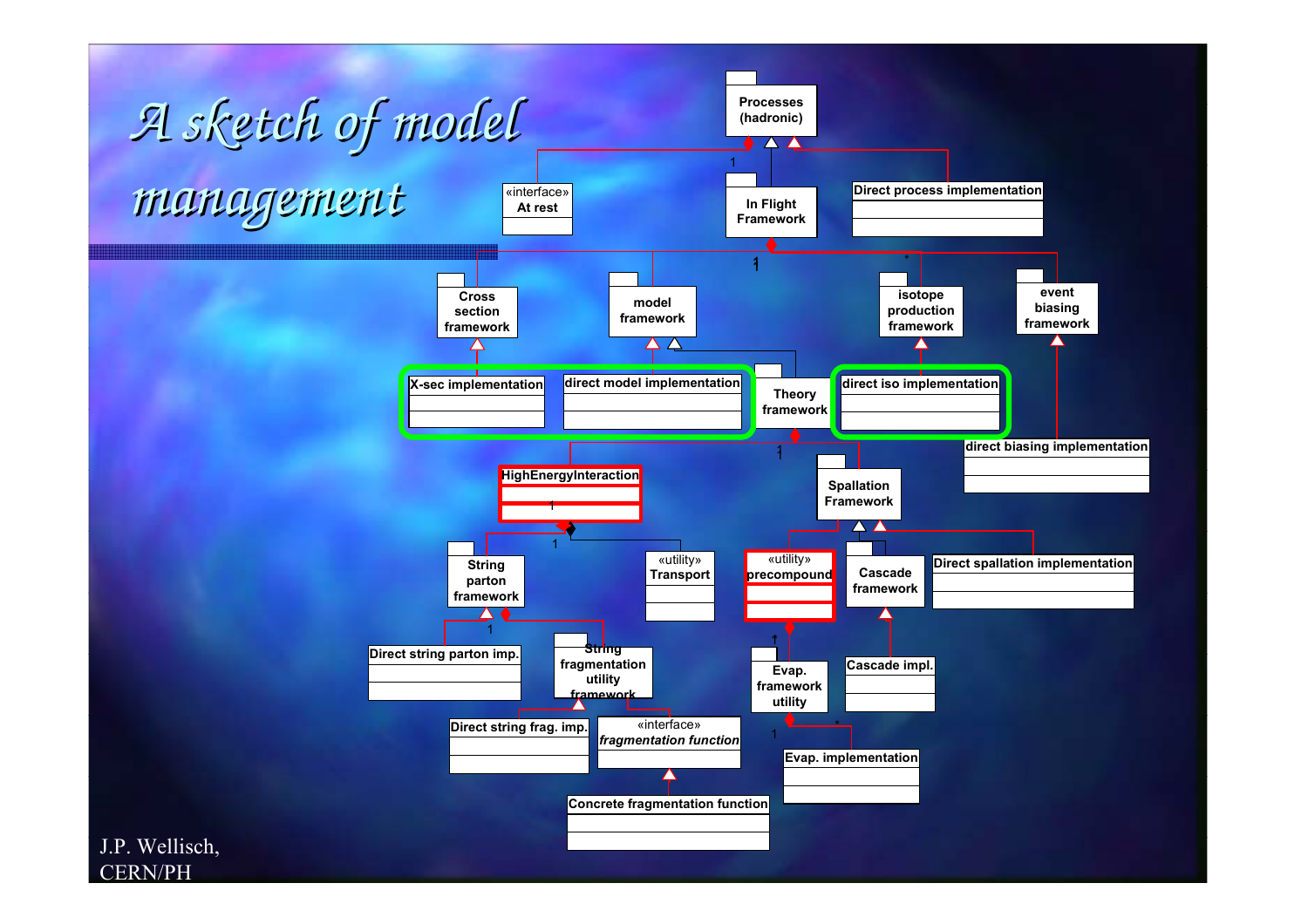# A sketch of model management

Processes (hadronic)

«interface» At rest

In Flight Framework

Direct process implementation

Cross section framework

model framework

isotope production framework

event biasing framework

X-sec implementation

direct model implementation

Theory framework

direct iso implementation

direct biasing implementation

HighEnergyInteraction

Spallation Framework

String parton framework

«utility» Transport

«utility» precompound

Cascade framework

Direct spallation implementation

Direct string parton imp.

String fragmentation utility framework

Evap. framework utility

Cascade impl.

Direct string frag. imp.

«interface» *fragmentation function*

Evap. implementation

Concrete fragmentation function

J.P. Wellisch, CERN/PH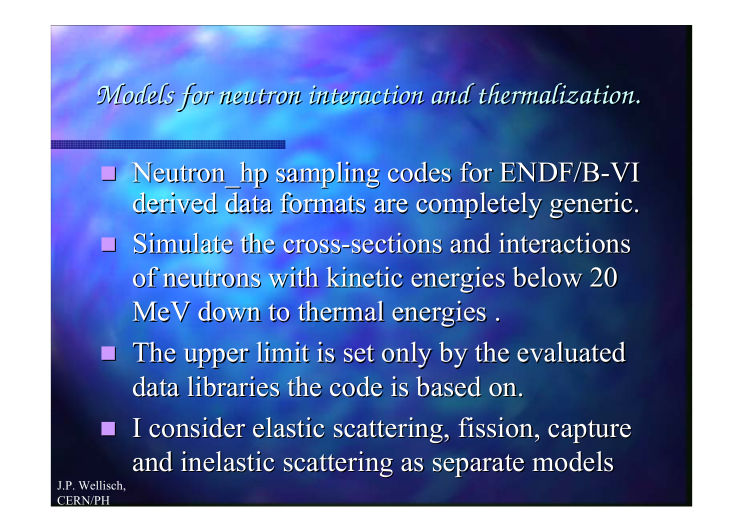# *Models for neutron interaction and thermalization.*

- Neutron_hp sampling codes for ENDF/B-VI derived data formats are completely generic.
- Simulate the cross-sections and interactions of neutrons with kinetic energies below 20 MeV down to thermal energies .
- The upper limit is set only by the evaluated data libraries the code is based on.
- I consider elastic scattering, fission, capture and inelastic scattering as separate models

J.P. Wellisch, CERN/PH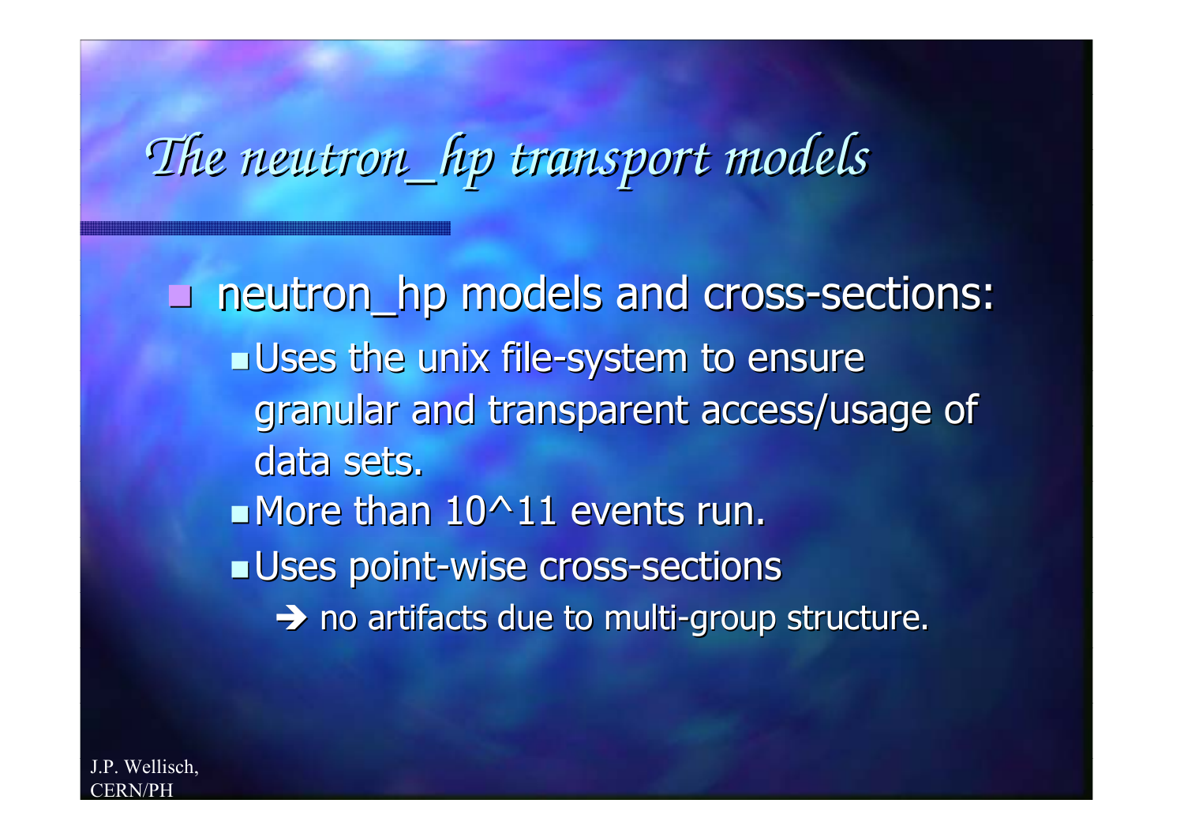# The neutron_hp transport models

- neutron_hp models and cross-sections:
  - Uses the unix file-system to ensure granular and transparent access/usage of data sets.
  - More than 10^11 events run.
  - Uses point-wise cross-sections
    - → no artifacts due to multi-group structure.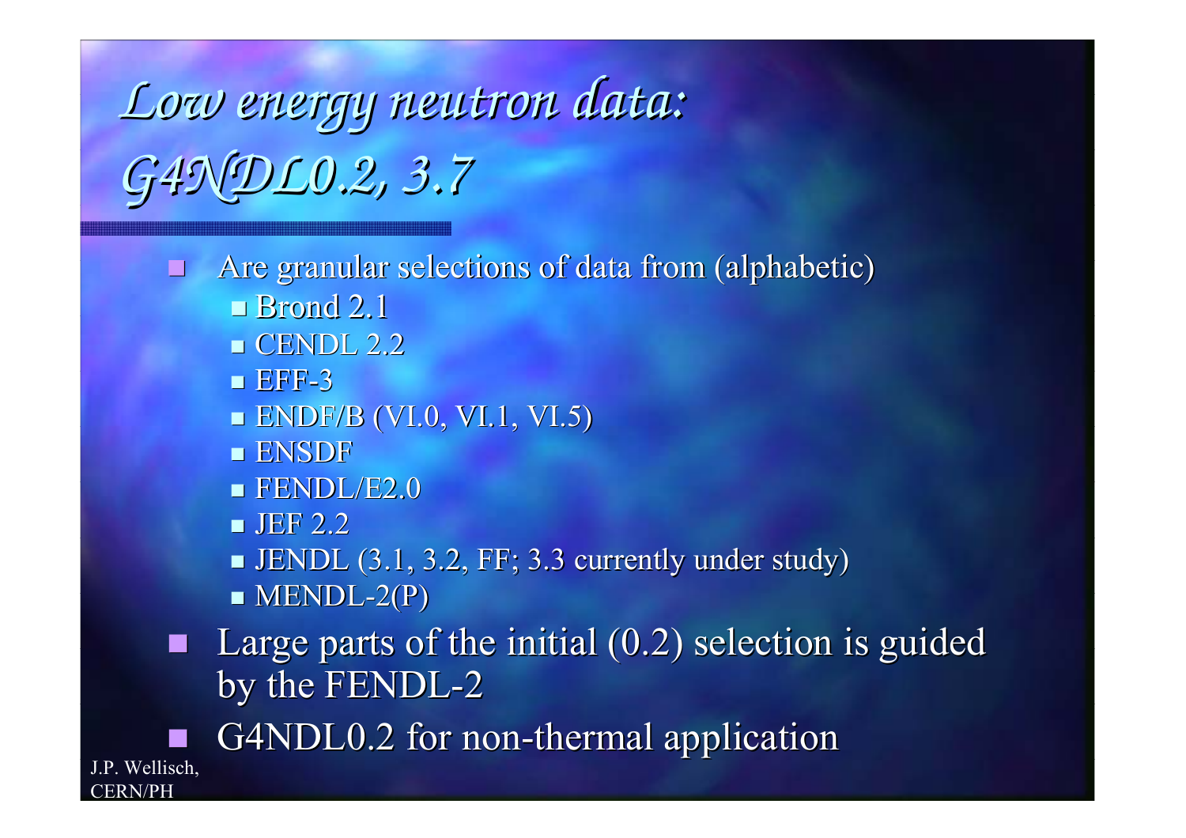# *Low energy neutron data: G4NDL0.2, 3.7*

- Are granular selections of data from (alphabetic)
  - Brond 2.1
  - CENDL 2.2
  - EFF-3
  - ENDF/B (VI.0, VI.1, VI.5)
  - ENSDF
  - FENDL/E2.0
  - JEF 2.2
  - JENDL (3.1, 3.2, FF; 3.3 currently under study)
  - MENDL-2(P)
- Large parts of the initial (0.2) selection is guided by the FENDL-2
- G4NDL0.2 for non-thermal application

J.P. Wellisch, CERN/PH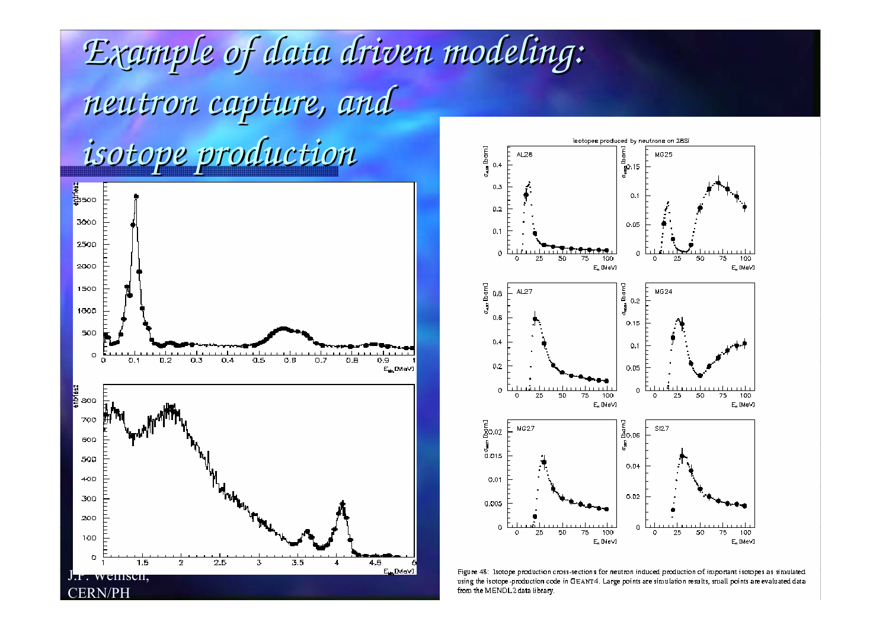# Example of data driven modeling: neutron capture, and isotope production

entries
3500
3000
2500
2000
1500
1000
500
0
0 0.1 0.2 0.3 0.4 0.5 0.6 0.7 0.8 0.9 1
$E_{kin}$ [MeV]

entries
800
700
600
500
400
300
200
100
0
1 1.5 2 2.5 3 3.5 4 4.5 5
$E_{kin}$ [MeV]

isotopes produced by neutrons on 28Si

AL28
$\sigma_{Al28}$ [barn]
0 0.1 0.2 0.3 0.4
0 25 50 75 100
$E_n$ [MeV]

MG25
$\sigma_{Mg25}$ [barn]
0 0.05 0.1 0.15
0 25 50 75 100
$E_n$ [MeV]

AL27
$\sigma_{Al27}$ [barn]
0 0.2 0.4 0.6 0.8
0 25 50 75 100
$E_n$ [MeV]

MG24
$\sigma_{Mg24}$ [barn]
0 0.05 0.1 0.15 0.2
0 25 50 75 100
$E_n$ [MeV]

MG27
$\sigma_{Mg27}$ [barn]
0 0.005 0.01 0.015 0.02
0 25 50 75 100
$E_n$ [MeV]

SI27
$\sigma_{Si27}$ [barn]
0 0.02 0.04 0.06
0 25 50 75 100
$E_n$ [MeV]

Figure 48: Isotope production cross-sections for neutron induced production of important isotopes as simulated using the isotope-production code in GEANT4. Large points are simulation results, small points are evaluated data from the MENDL2 data library.

J.P. Wellisch, CERN/PH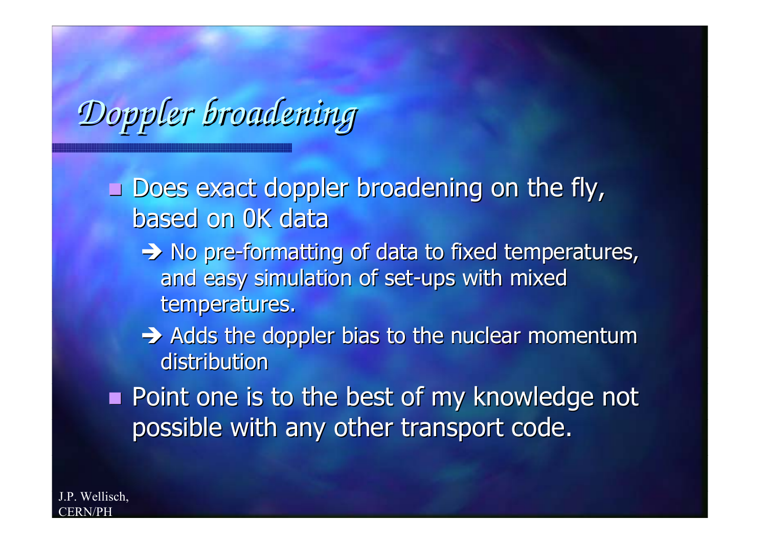# *Doppler broadening*

- Does exact doppler broadening on the fly, based on 0K data
  - ➔ No pre-formatting of data to fixed temperatures, and easy simulation of set-ups with mixed temperatures.
  - ➔ Adds the doppler bias to the nuclear momentum distribution
- Point one is to the best of my knowledge not possible with any other transport code.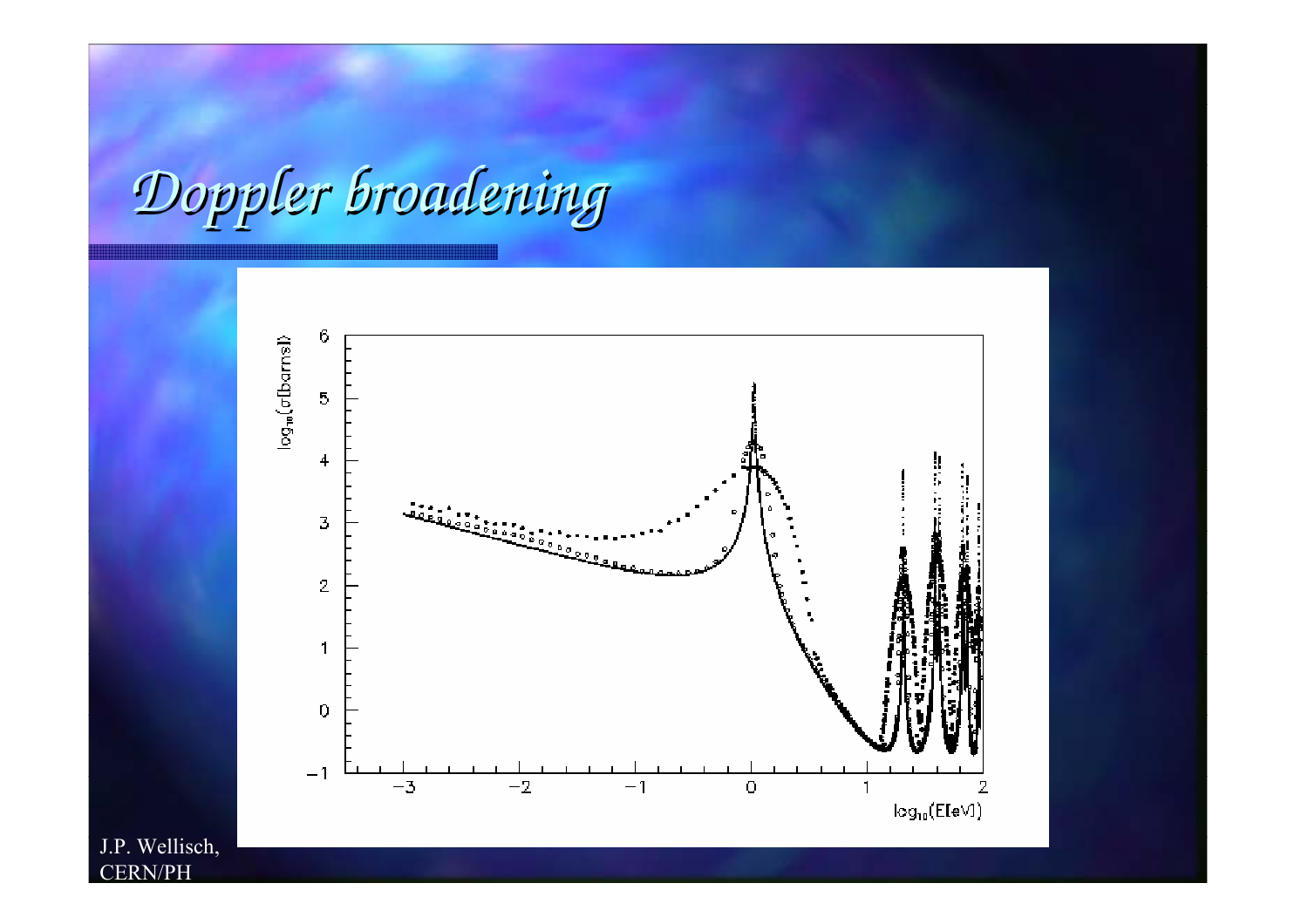# Doppler broadening

$\log_{10}(\sigma[\text{barns}])$

6
5
4
3
2
1
0
−1

−3
−2
−1
0
1
2

$\log_{10}(E[\text{eV}])$

J.P. Wellisch, CERN/PH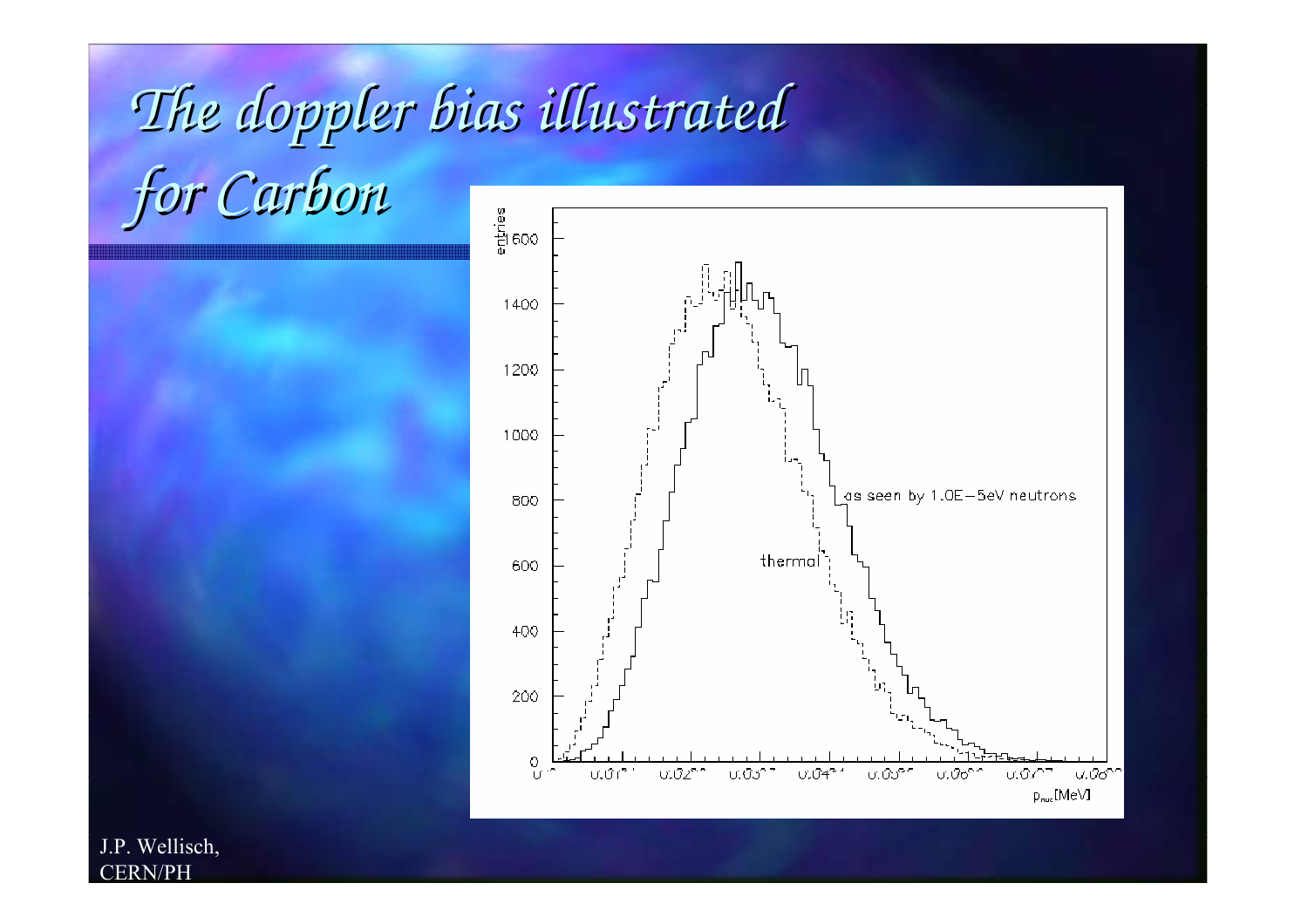# The doppler bias illustrated for Carbon

entries

1600

1400

1200

1000

800

600

400

200

0

as seen by 1.0E−5eV neutrons

thermal

$p_{nuc}$[MeV]

J.P. Wellisch, CERN/PH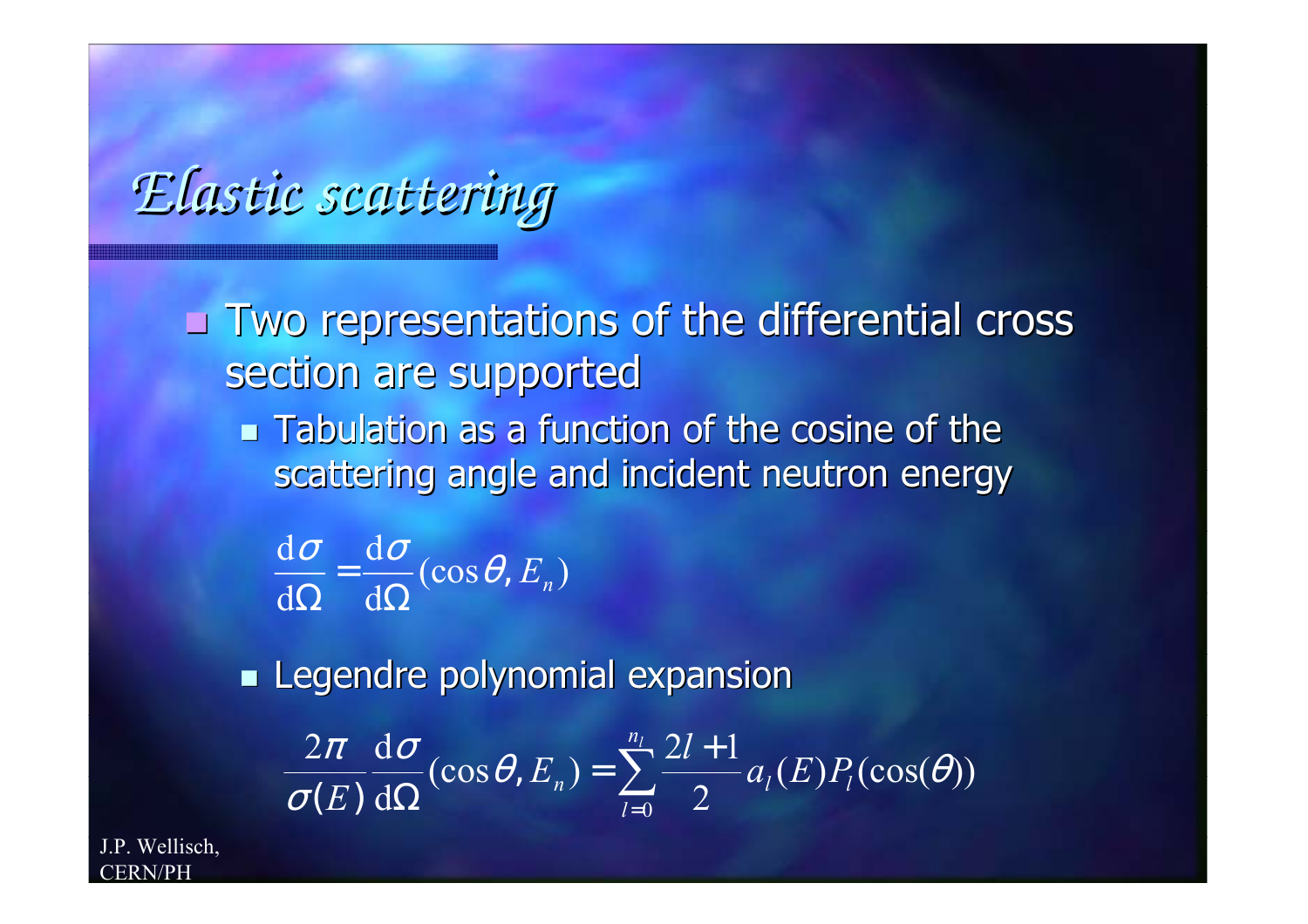# *Elastic scattering*

- Two representations of the differential cross section are supported
  - Tabulation as a function of the cosine of the scattering angle and incident neutron energy

$$\frac{\mathrm{d}\sigma}{\mathrm{d}\Omega} = \frac{\mathrm{d}\sigma}{\mathrm{d}\Omega}(\cos\theta, E_n)$$

  - Legendre polynomial expansion

$$\frac{2\pi}{\sigma(E)}\frac{\mathrm{d}\sigma}{\mathrm{d}\Omega}(\cos\theta, E_n) = \sum_{l=0}^{n_l}\frac{2l+1}{2}a_l(E)P_l(\cos(\theta))$$

J.P. Wellisch, CERN/PH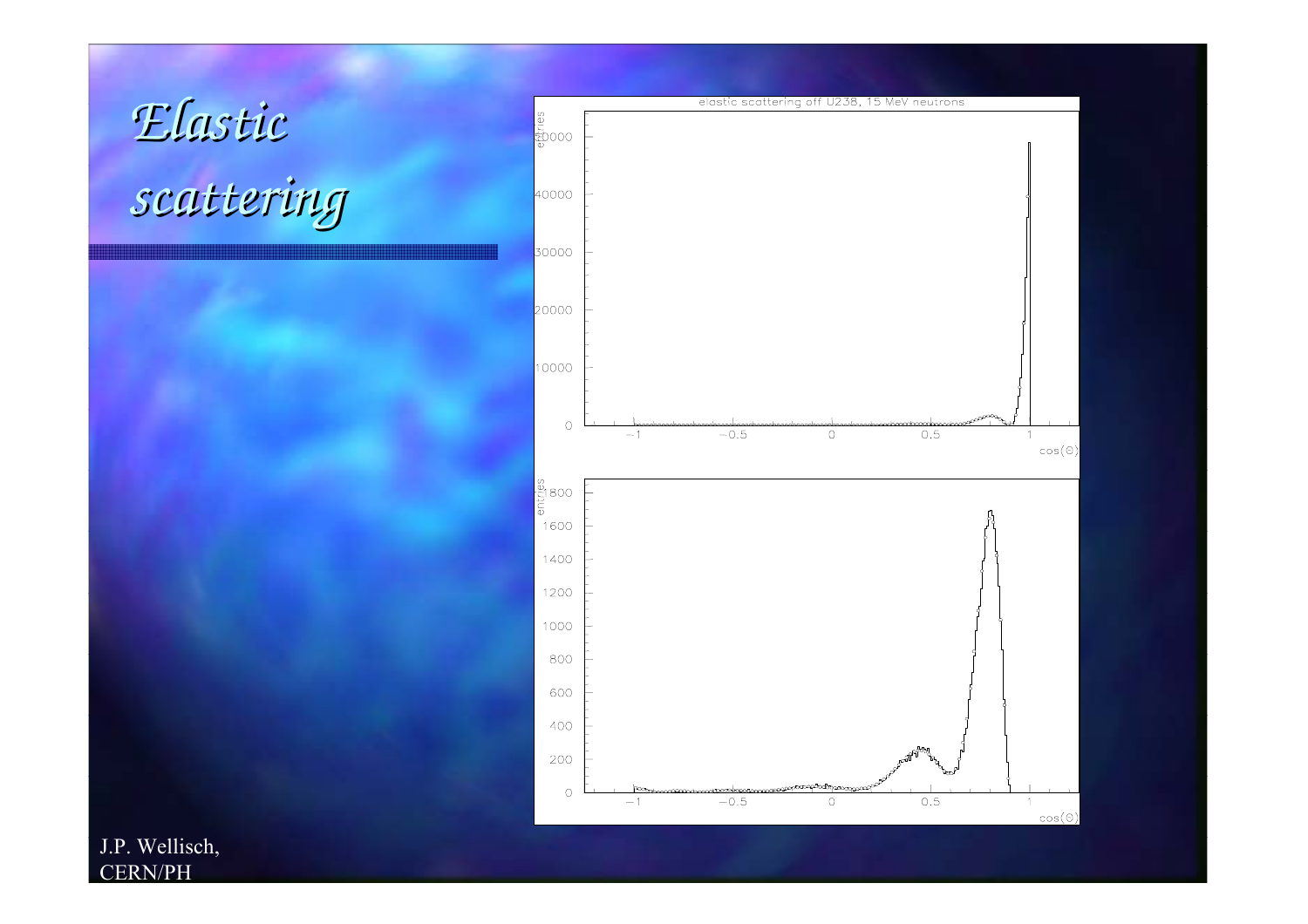# *Elastic scattering*

elastic scattering off U238, 15 MeV neutrons

entries

50000
40000
30000
20000
10000
0

−1 −0.5 0 0.5 1

cos(Θ)

entries

1800
1600
1400
1200
1000
800
600
400
200
0

−1 −0.5 0 0.5 1

cos(Θ)

J.P. Wellisch, CERN/PH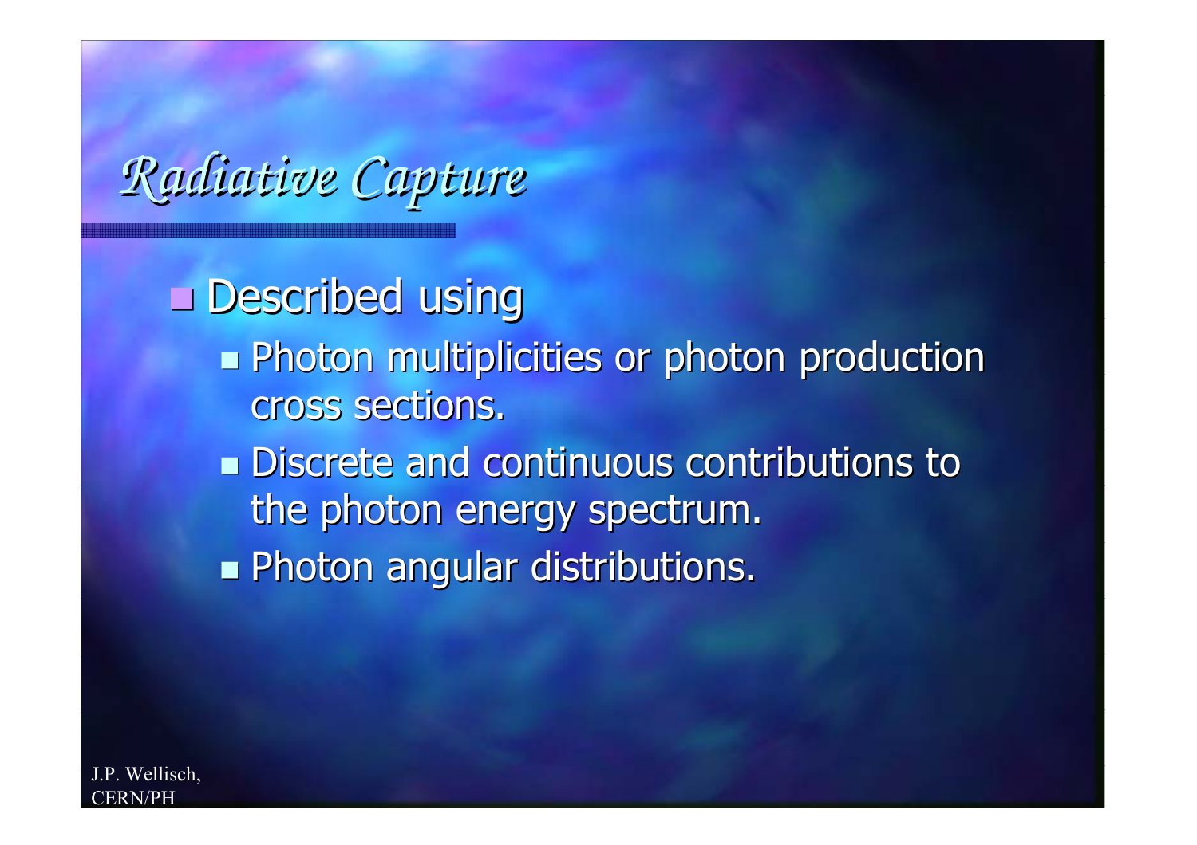# Radiative Capture

- Described using
  - Photon multiplicities or photon production cross sections.
  - Discrete and continuous contributions to the photon energy spectrum.
  - Photon angular distributions.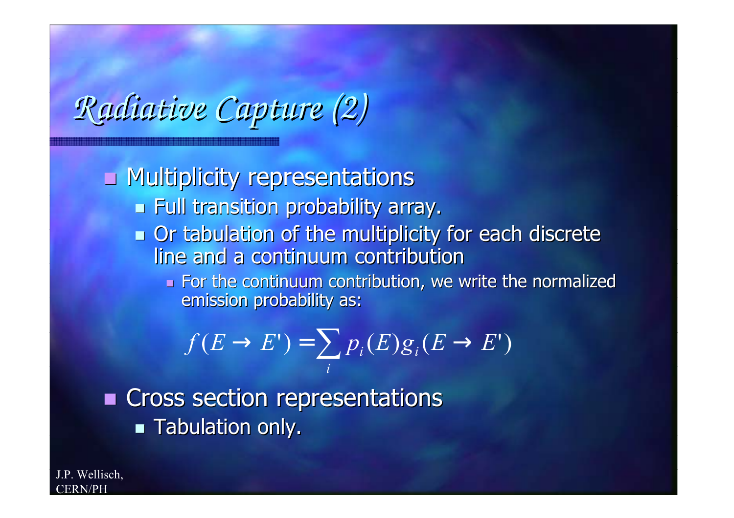# Radiative Capture (2)

- Multiplicity representations
  - Full transition probability array.
  - Or tabulation of the multiplicity for each discrete line and a continuum contribution
    - For the continuum contribution, we write the normalized emission probability as:

$$f(E \rightarrow E') = \sum_i p_i(E) g_i(E \rightarrow E')$$

- Cross section representations
  - Tabulation only.

J.P. Wellisch, CERN/PH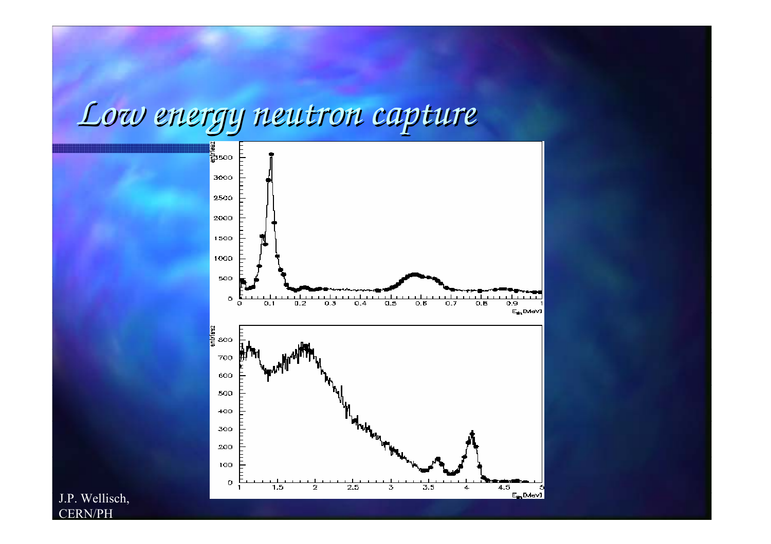# *Low energy neutron capture*

entries

3500

3000

2500

2000

1500

1000

500

0

0 0.1 0.2 0.3 0.4 0.5 0.6 0.7 0.8 0.9 1

$E_{kin}$ [MeV]

entries

800

700

600

500

400

300

200

100

0

1 1.5 2 2.5 3 3.5 4 4.5 5

$E_{kin}$ [MeV]

J.P. Wellisch, CERN/PH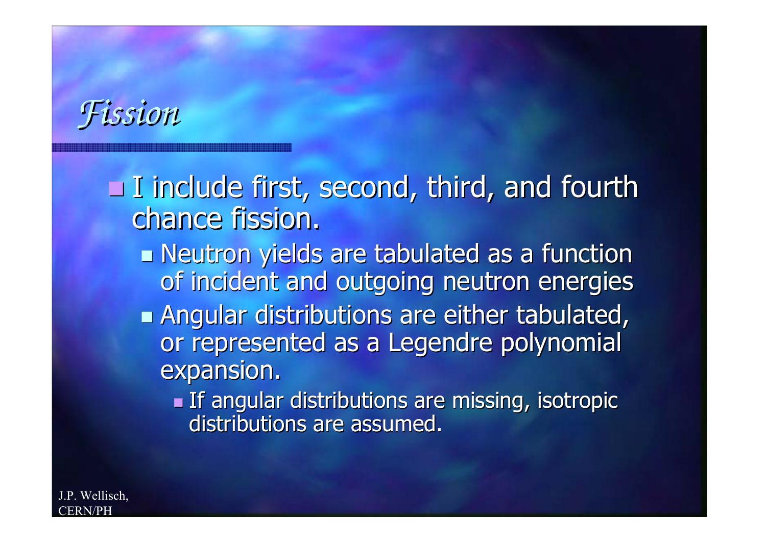# *Fission*

- I include first, second, third, and fourth chance fission.
  - Neutron yields are tabulated as a function of incident and outgoing neutron energies
  - Angular distributions are either tabulated, or represented as a Legendre polynomial expansion.
    - If angular distributions are missing, isotropic distributions are assumed.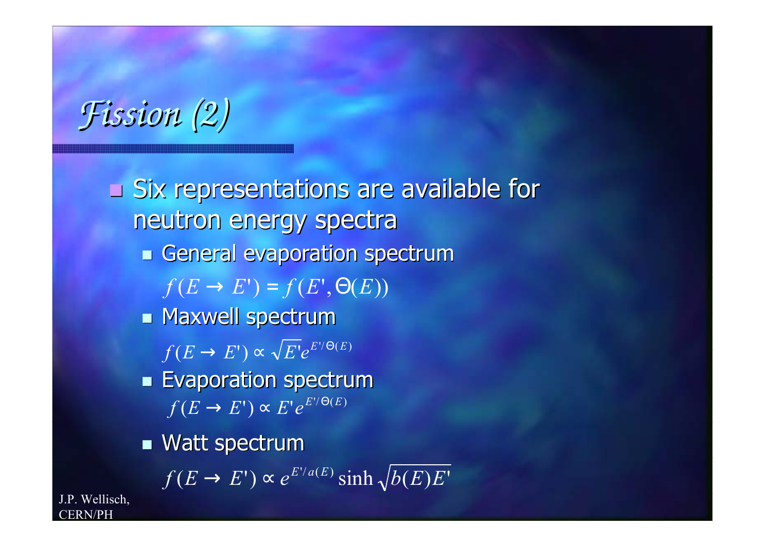# Fission (2)

- Six representations are available for neutron energy spectra
  - General evaporation spectrum

    $$f(E \rightarrow E') = f(E', \Theta(E))$$

  - Maxwell spectrum

    $$f(E \rightarrow E') \propto \sqrt{E'} e^{E'/\Theta(E)}$$

  - Evaporation spectrum

    $$f(E \rightarrow E') \propto E' e^{E'/\Theta(E)}$$

  - Watt spectrum

    $$f(E \rightarrow E') \propto e^{E'/a(E)} \sinh \sqrt{b(E)E'}$$

J.P. Wellisch, CERN/PH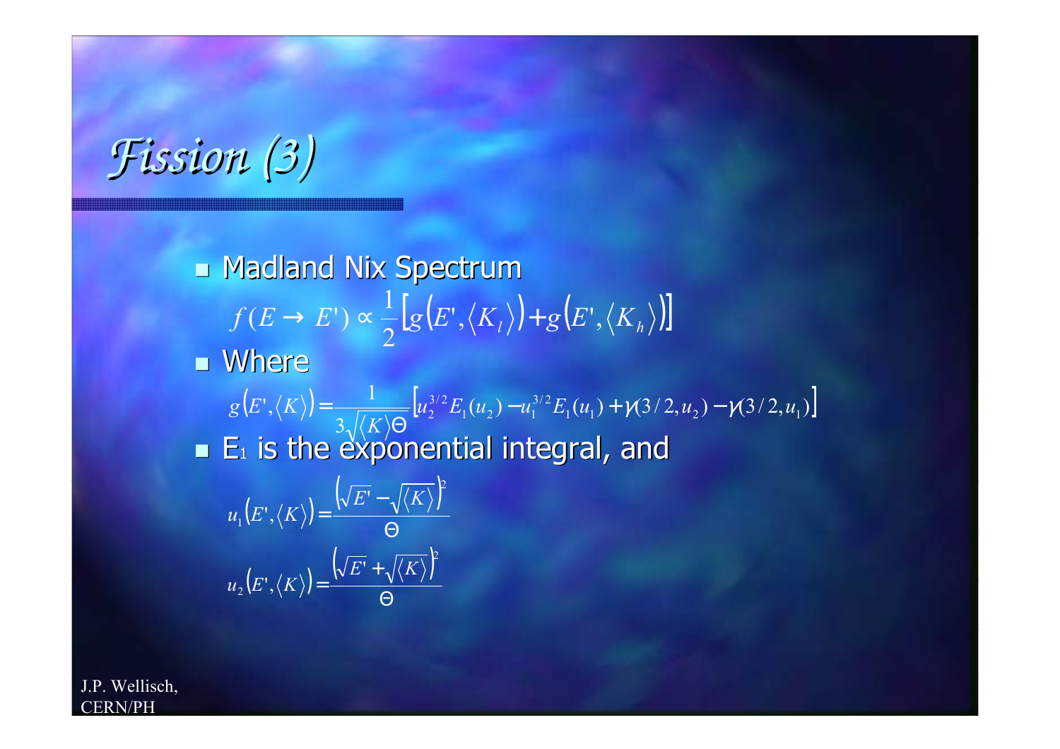# *Fission (3)*

- Madland Nix Spectrum

$$f(E \rightarrow E') \propto \frac{1}{2}\left[g\left(E',\langle K_l\rangle\right)+g\left(E',\langle K_h\rangle\right)\right]$$

- Where

$$g\left(E',\langle K\rangle\right)=\frac{1}{3\sqrt{\langle K\rangle\Theta}}\left[u_2^{3/2}E_1(u_2)-u_1^{3/2}E_1(u_1)+\gamma(3/2,u_2)-\gamma(3/2,u_1)\right]$$

- $E_1$ is the exponential integral, and

$$u_1\left(E',\langle K\rangle\right)=\frac{\left(\sqrt{E'}-\sqrt{\langle K\rangle}\right)^2}{\Theta}$$

$$u_2\left(E',\langle K\rangle\right)=\frac{\left(\sqrt{E'}+\sqrt{\langle K\rangle}\right)^2}{\Theta}$$

J.P. Wellisch, CERN/PH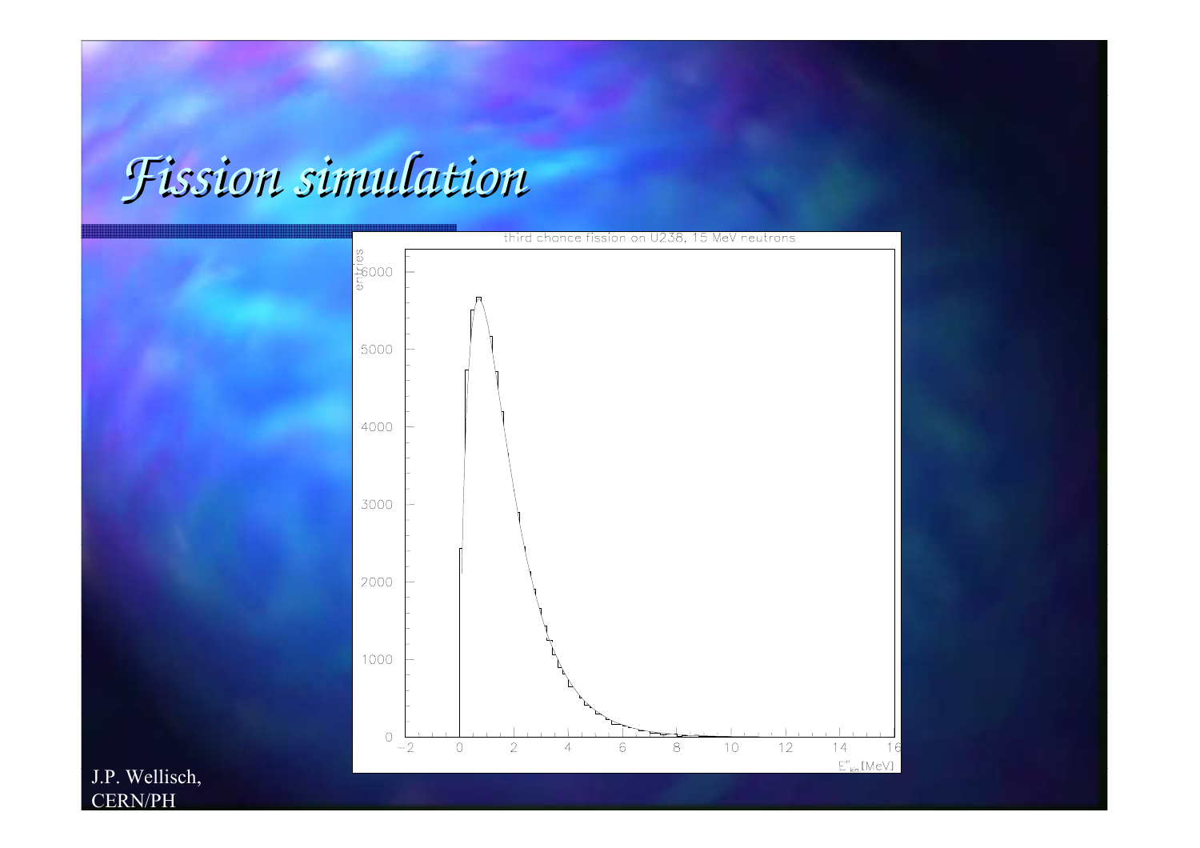# Fission simulation

third chance fission on U238, 15 MeV neutrons

entries

6000

5000

4000

3000

2000

1000

0

−2 0 2 4 6 8 10 12 14 16

$E^n_{kin}$ [MeV]

J.P. Wellisch, CERN/PH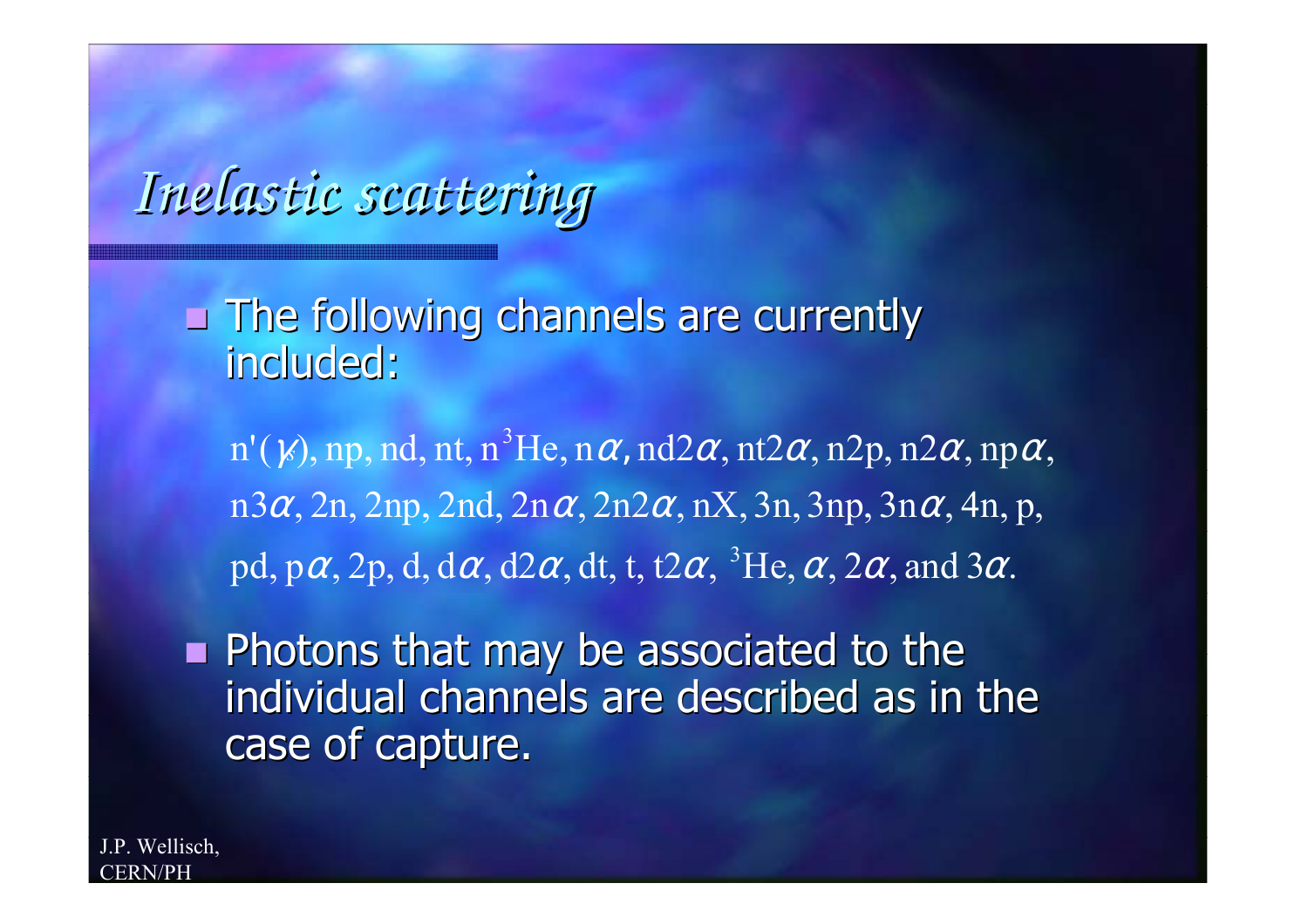# *Inelastic scattering*

- The following channels are currently included:

  n'($\gamma$), np, nd, nt, n$^{3}$He, n$\alpha$, nd2$\alpha$, nt2$\alpha$, n2p, n2$\alpha$, np$\alpha$, n3$\alpha$, 2n, 2np, 2nd, 2n$\alpha$, 2n2$\alpha$, nX, 3n, 3np, 3n$\alpha$, 4n, p, pd, p$\alpha$, 2p, d, d$\alpha$, d2$\alpha$, dt, t, t2$\alpha$, $^{3}$He, $\alpha$, 2$\alpha$, and 3$\alpha$.

- Photons that may be associated to the individual channels are described as in the case of capture.

J.P. Wellisch, CERN/PH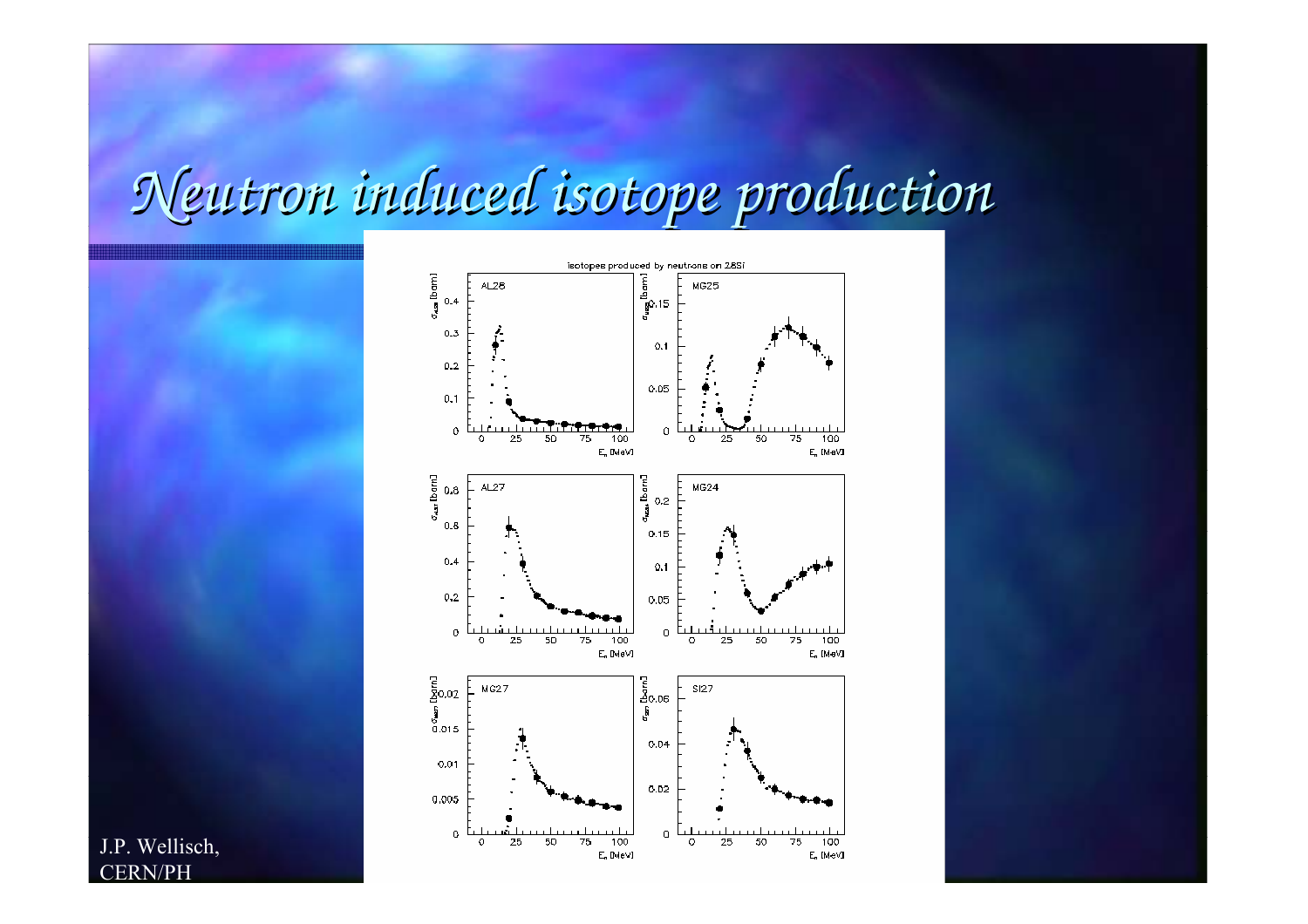# Neutron induced isotope production

isotopes produced by neutrons on 28Si

AL28

$\sigma_{Al28}$ [barn]

0.4
0.3
0.2
0.1
0

0 25 50 75 100

$E_n$ [MeV]

MG25

$\sigma_{Mg25}$ [barn]

0.15
0.1
0.05
0

0 25 50 75 100

$E_n$ [MeV]

AL27

$\sigma_{Al27}$ [barn]

0.8
0.6
0.4
0.2
0

0 25 50 75 100

$E_n$ [MeV]

MG24

$\sigma_{Mg24}$ [barn]

0.2
0.15
0.1
0.05
0

0 25 50 75 100

$E_n$ [MeV]

MG27

$\sigma_{Mg27}$ [barn]

0.02
0.015
0.01
0.005
0

0 25 50 75 100

$E_n$ [MeV]

SI27

$\sigma_{Si27}$ [barn]

0.06
0.04
0.02
0

0 25 50 75 100

$E_n$ [MeV]

J.P. Wellisch, CERN/PH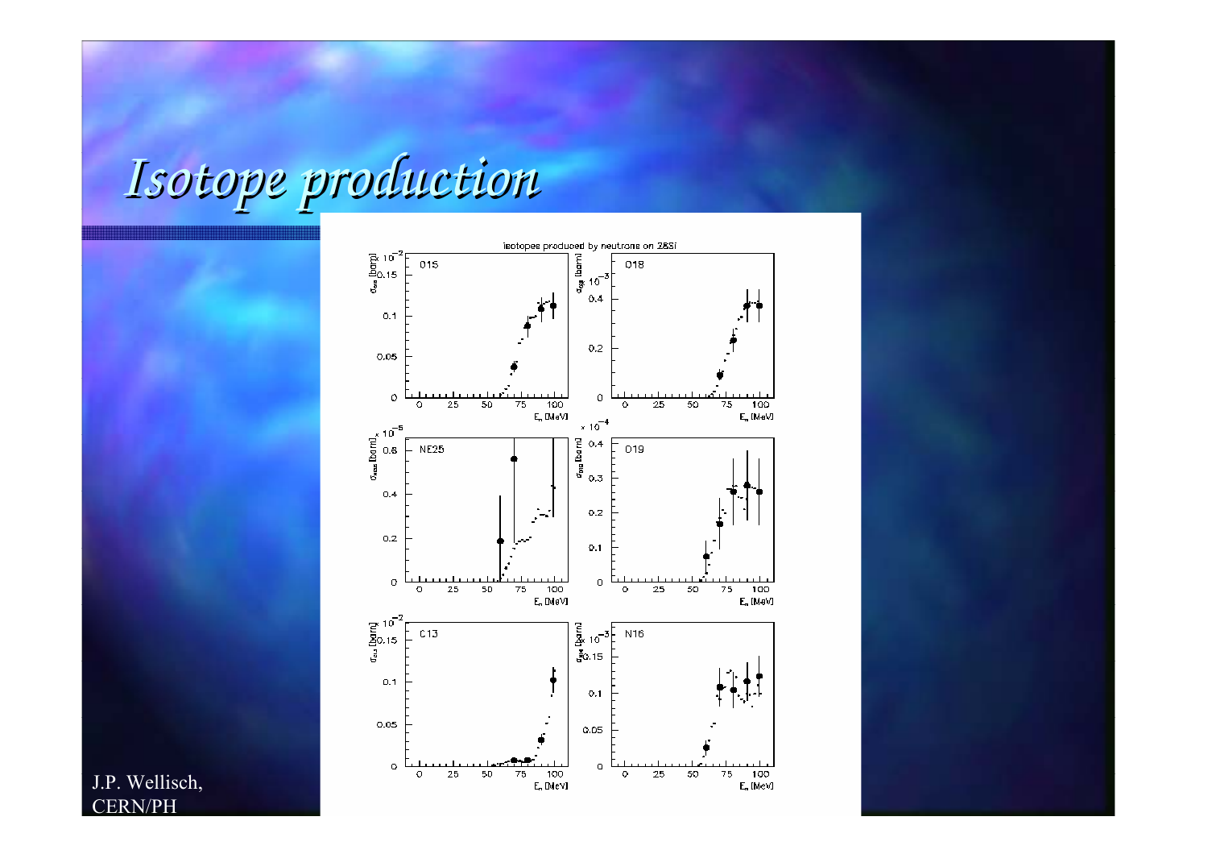# *Isotope production*

isotopes produced by neutrons on 28Si

O15

$\sigma_{815}$ [barn] $10^{-2}$

0.15

0.1

0.05

0

0 25 50 75 100

$E_n$ [MeV]

O18

$\sigma_{818}$ [barn] $10^{-3}$

0.4

0.2

0

0 25 50 75 100

$E_n$ [MeV]

NE25

$\sigma_{1025}$ [barn] $\times 10^{-5}$

0.8

0.4

0.2

0

0 25 50 75 100

$E_n$ [MeV]

O19

$\sigma_{819}$ [barn] $\times 10^{-4}$

0.4

0.3

0.2

0.1

0

0 25 50 75 100

$E_n$ [MeV]

C13

$\sigma_{613}$ [barn] $10^{-2}$

0.15

0.1

0.05

0

0 25 50 75 100

$E_n$ [MeV]

N16

$\sigma_{716}$ [barn] $10^{-3}$

0.15

0.1

0.05

0

0 25 50 75 100

$E_n$ [MeV]

J.P. Wellisch,
CERN/PH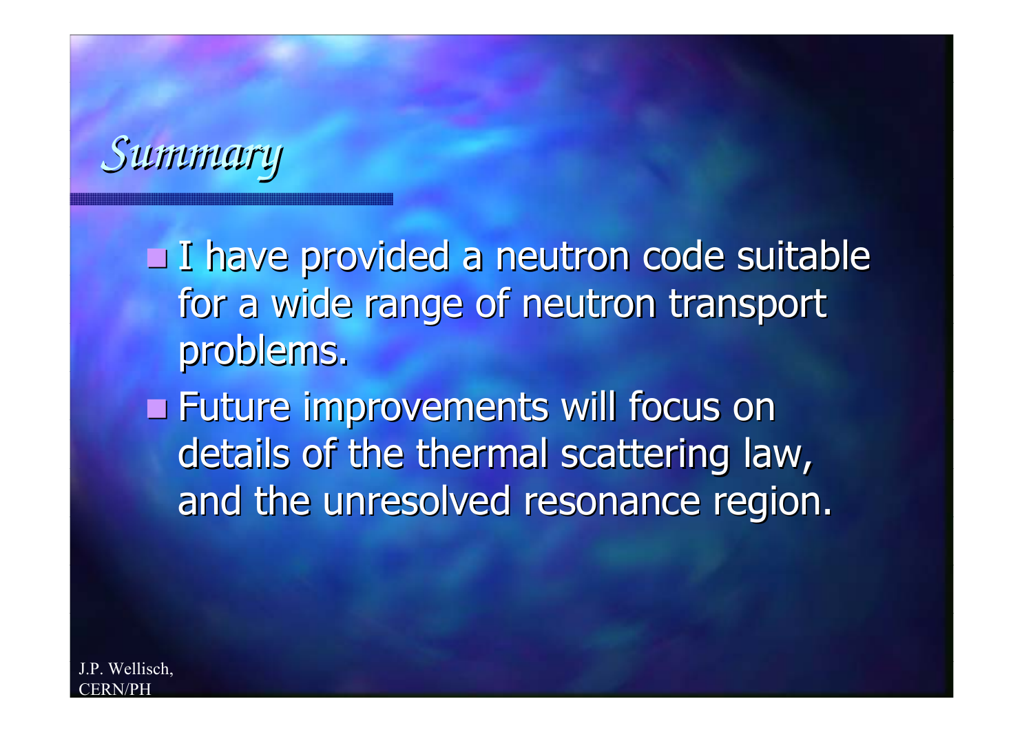# *Summary*

- I have provided a neutron code suitable for a wide range of neutron transport problems.
- Future improvements will focus on details of the thermal scattering law, and the unresolved resonance region.